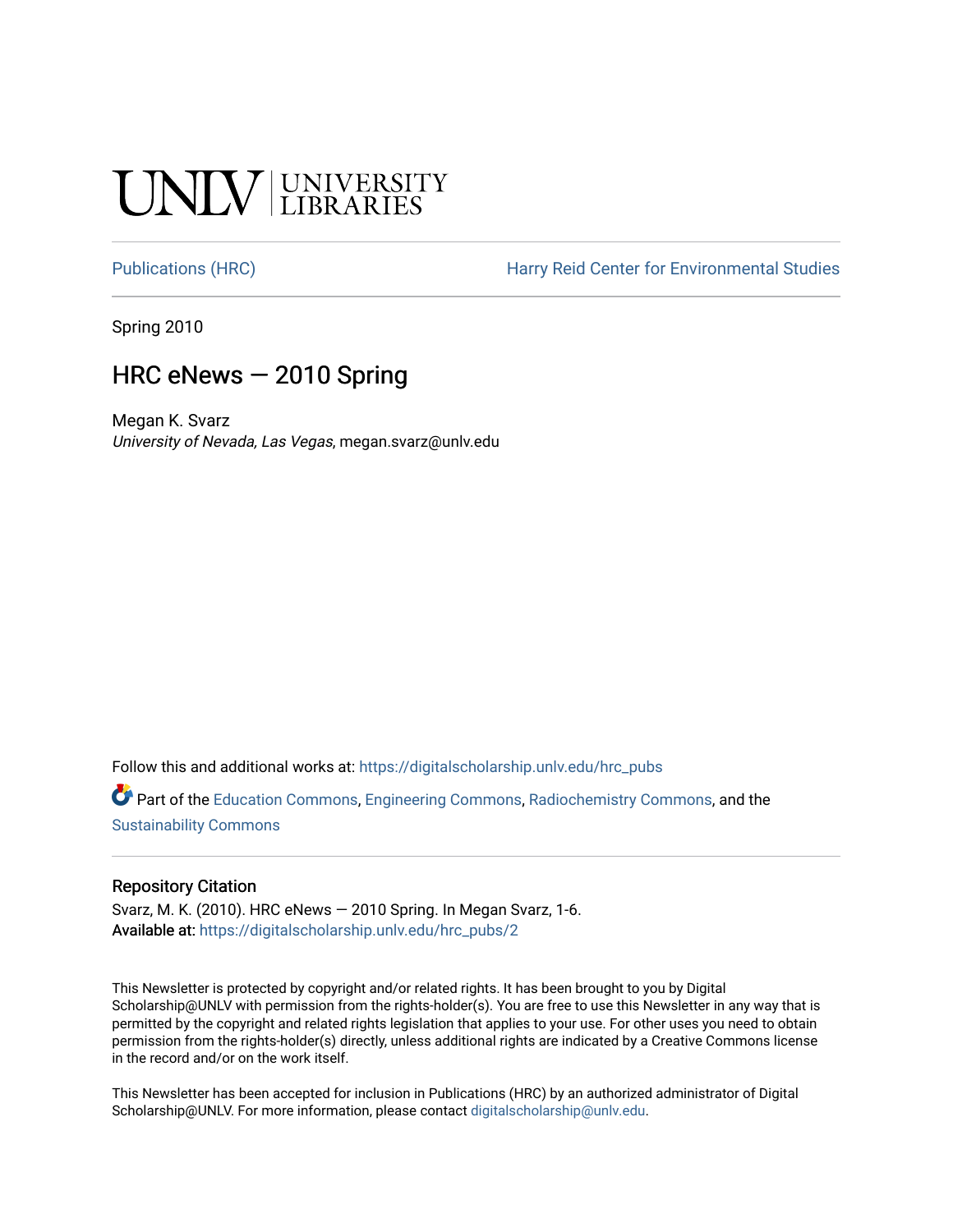UNLV | UNIVERSITY LIBRARIES

Publications (HRC) | Harry Reid Center for Environmental Studies

Spring 2010

# HRC eNews — 2010 Spring

Megan K. Svarz
*University of Nevada, Las Vegas*, megan.svarz@unlv.edu

Follow this and additional works at: https://digitalscholarship.unlv.edu/hrc_pubs

Part of the Education Commons, Engineering Commons, Radiochemistry Commons, and the Sustainability Commons

## Repository Citation

Svarz, M. K. (2010). HRC eNews — 2010 Spring. In Megan Svarz, 1-6.
Available at: https://digitalscholarship.unlv.edu/hrc_pubs/2

This Newsletter is protected by copyright and/or related rights. It has been brought to you by Digital Scholarship@UNLV with permission from the rights-holder(s). You are free to use this Newsletter in any way that is permitted by the copyright and related rights legislation that applies to your use. For other uses you need to obtain permission from the rights-holder(s) directly, unless additional rights are indicated by a Creative Commons license in the record and/or on the work itself.

This Newsletter has been accepted for inclusion in Publications (HRC) by an authorized administrator of Digital Scholarship@UNLV. For more information, please contact digitalscholarship@unlv.edu.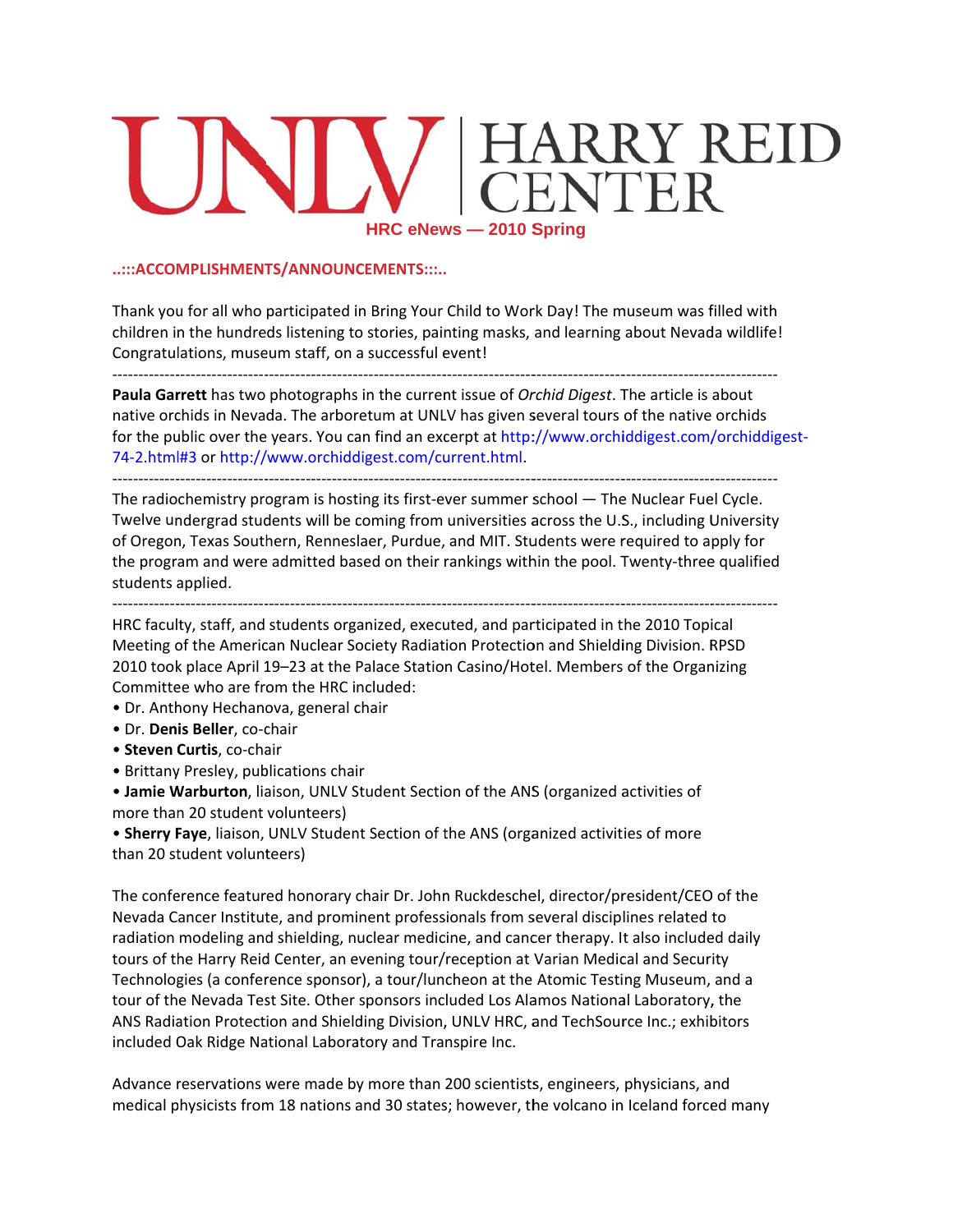# UNLV | HARRY REID CENTER

**HRC eNews — 2010 Spring**

**..:::ACCOMPLISHMENTS/ANNOUNCEMENTS:::..**

Thank you for all who participated in Bring Your Child to Work Day! The museum was filled with children in the hundreds listening to stories, painting masks, and learning about Nevada wildlife! Congratulations, museum staff, on a successful event!

---

**Paula Garrett** has two photographs in the current issue of *Orchid Digest*. The article is about native orchids in Nevada. The arboretum at UNLV has given several tours of the native orchids for the public over the years. You can find an excerpt at http://www.orchiddigest.com/orchiddigest-74-2.html#3 or http://www.orchiddigest.com/current.html.

---

The radiochemistry program is hosting its first-ever summer school — The Nuclear Fuel Cycle. Twelve undergrad students will be coming from universities across the U.S., including University of Oregon, Texas Southern, Renneslaer, Purdue, and MIT. Students were required to apply for the program and were admitted based on their rankings within the pool. Twenty-three qualified students applied.

---

HRC faculty, staff, and students organized, executed, and participated in the 2010 Topical Meeting of the American Nuclear Society Radiation Protection and Shielding Division. RPSD 2010 took place April 19–23 at the Palace Station Casino/Hotel. Members of the Organizing Committee who are from the HRC included:

- Dr. Anthony Hechanova, general chair
- Dr. **Denis Beller**, co-chair
- **Steven Curtis**, co-chair
- Brittany Presley, publications chair
- **Jamie Warburton**, liaison, UNLV Student Section of the ANS (organized activities of more than 20 student volunteers)
- **Sherry Faye**, liaison, UNLV Student Section of the ANS (organized activities of more than 20 student volunteers)

The conference featured honorary chair Dr. John Ruckdeschel, director/president/CEO of the Nevada Cancer Institute, and prominent professionals from several disciplines related to radiation modeling and shielding, nuclear medicine, and cancer therapy. It also included daily tours of the Harry Reid Center, an evening tour/reception at Varian Medical and Security Technologies (a conference sponsor), a tour/luncheon at the Atomic Testing Museum, and a tour of the Nevada Test Site. Other sponsors included Los Alamos National Laboratory, the ANS Radiation Protection and Shielding Division, UNLV HRC, and TechSource Inc.; exhibitors included Oak Ridge National Laboratory and Transpire Inc.

Advance reservations were made by more than 200 scientists, engineers, physicians, and medical physicists from 18 nations and 30 states; however, the volcano in Iceland forced many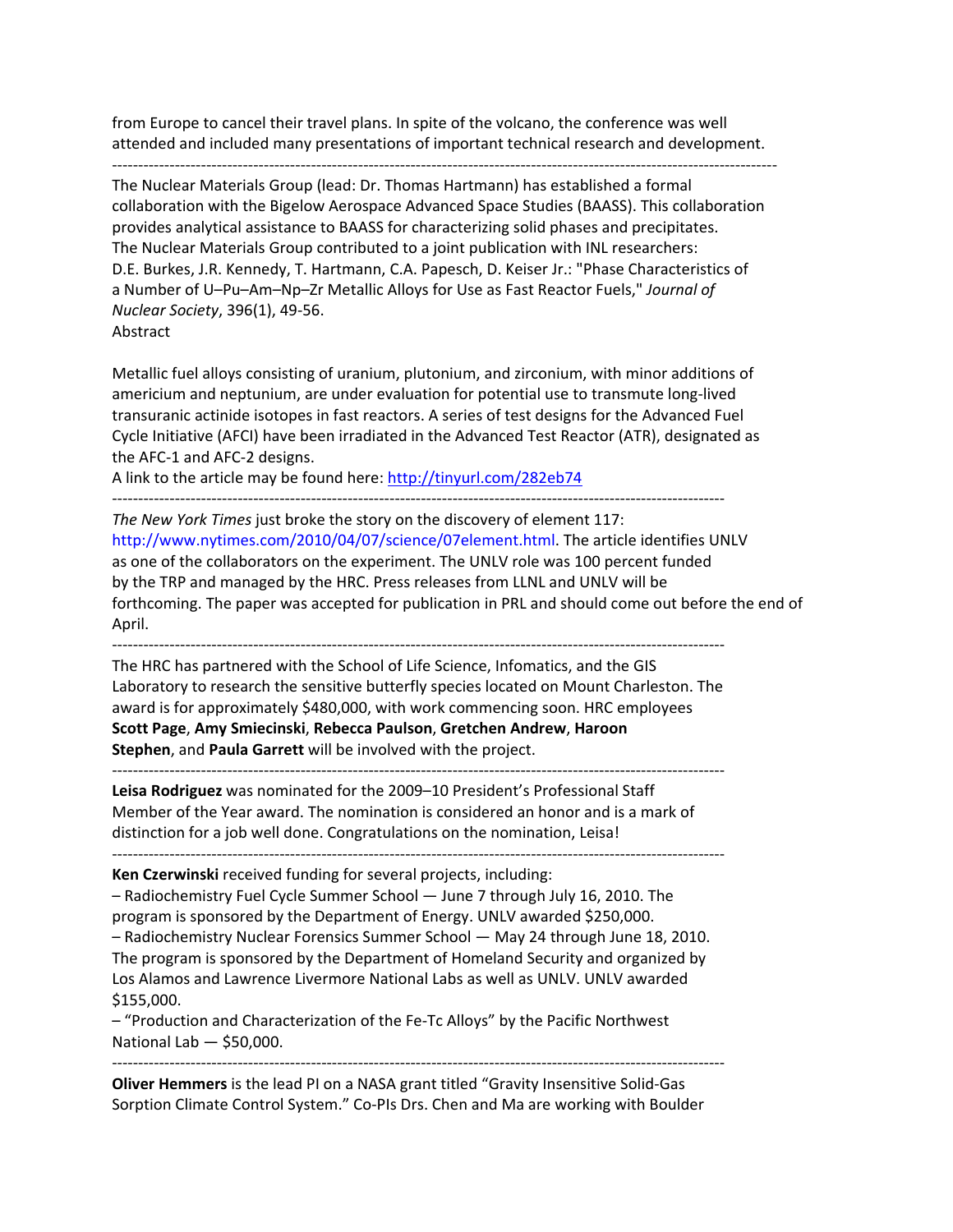from Europe to cancel their travel plans. In spite of the volcano, the conference was well attended and included many presentations of important technical research and development.

---

The Nuclear Materials Group (lead: Dr. Thomas Hartmann) has established a formal collaboration with the Bigelow Aerospace Advanced Space Studies (BAASS). This collaboration provides analytical assistance to BAASS for characterizing solid phases and precipitates.
The Nuclear Materials Group contributed to a joint publication with INL researchers:
D.E. Burkes, J.R. Kennedy, T. Hartmann, C.A. Papesch, D. Keiser Jr.: "Phase Characteristics of a Number of U–Pu–Am–Np–Zr Metallic Alloys for Use as Fast Reactor Fuels," *Journal of Nuclear Society*, 396(1), 49-56.
Abstract

Metallic fuel alloys consisting of uranium, plutonium, and zirconium, with minor additions of americium and neptunium, are under evaluation for potential use to transmute long-lived transuranic actinide isotopes in fast reactors. A series of test designs for the Advanced Fuel Cycle Initiative (AFCI) have been irradiated in the Advanced Test Reactor (ATR), designated as the AFC-1 and AFC-2 designs.
A link to the article may be found here: http://tinyurl.com/282eb74

---

*The New York Times* just broke the story on the discovery of element 117: http://www.nytimes.com/2010/04/07/science/07element.html. The article identifies UNLV as one of the collaborators on the experiment. The UNLV role was 100 percent funded by the TRP and managed by the HRC. Press releases from LLNL and UNLV will be forthcoming. The paper was accepted for publication in PRL and should come out before the end of April.

---

The HRC has partnered with the School of Life Science, Infomatics, and the GIS Laboratory to research the sensitive butterfly species located on Mount Charleston. The award is for approximately $480,000, with work commencing soon. HRC employees **Scott Page**, **Amy Smiecinski**, **Rebecca Paulson**, **Gretchen Andrew**, **Haroon Stephen**, and **Paula Garrett** will be involved with the project.

---

**Leisa Rodriguez** was nominated for the 2009–10 President's Professional Staff Member of the Year award. The nomination is considered an honor and is a mark of distinction for a job well done. Congratulations on the nomination, Leisa!

---

**Ken Czerwinski** received funding for several projects, including:
– Radiochemistry Fuel Cycle Summer School — June 7 through July 16, 2010. The program is sponsored by the Department of Energy. UNLV awarded $250,000.
– Radiochemistry Nuclear Forensics Summer School — May 24 through June 18, 2010. The program is sponsored by the Department of Homeland Security and organized by Los Alamos and Lawrence Livermore National Labs as well as UNLV. UNLV awarded $155,000.
– "Production and Characterization of the Fe-Tc Alloys" by the Pacific Northwest National Lab — $50,000.

---

**Oliver Hemmers** is the lead PI on a NASA grant titled "Gravity Insensitive Solid-Gas Sorption Climate Control System." Co-PIs Drs. Chen and Ma are working with Boulder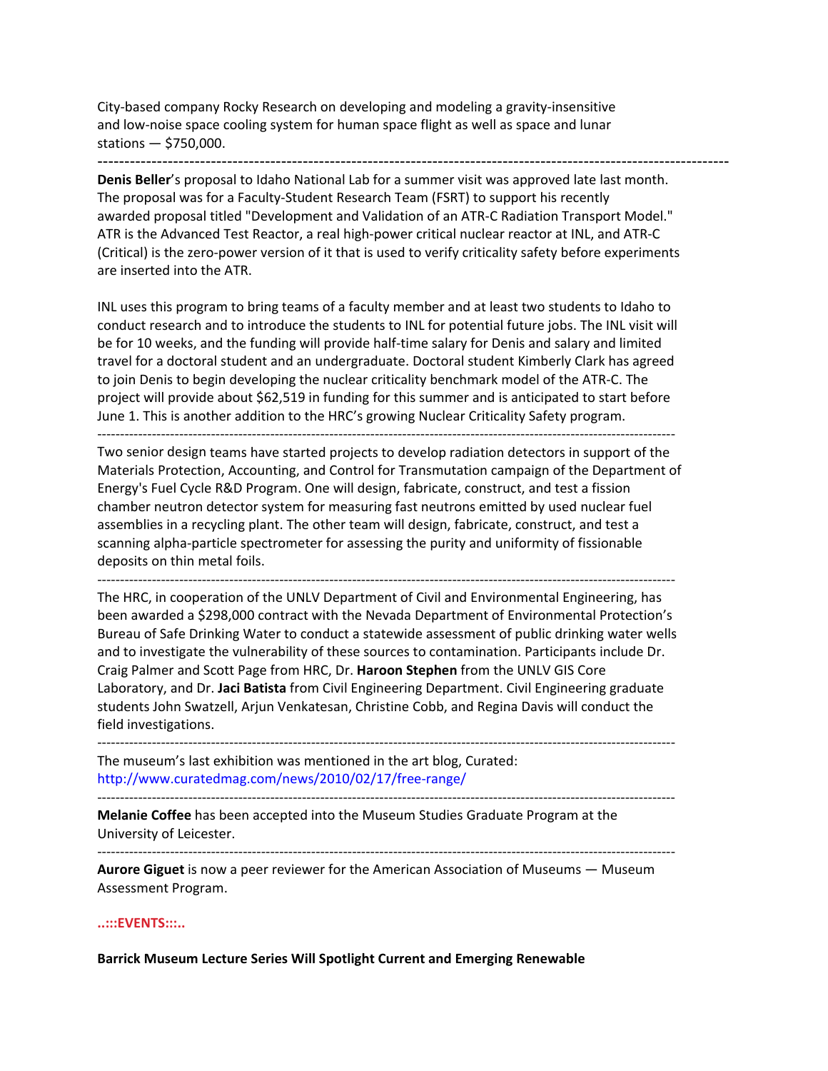City-based company Rocky Research on developing and modeling a gravity-insensitive and low-noise space cooling system for human space flight as well as space and lunar stations — $750,000.

---

**Denis Beller**'s proposal to Idaho National Lab for a summer visit was approved late last month. The proposal was for a Faculty-Student Research Team (FSRT) to support his recently awarded proposal titled "Development and Validation of an ATR-C Radiation Transport Model." ATR is the Advanced Test Reactor, a real high-power critical nuclear reactor at INL, and ATR-C (Critical) is the zero-power version of it that is used to verify criticality safety before experiments are inserted into the ATR.

INL uses this program to bring teams of a faculty member and at least two students to Idaho to conduct research and to introduce the students to INL for potential future jobs. The INL visit will be for 10 weeks, and the funding will provide half-time salary for Denis and salary and limited travel for a doctoral student and an undergraduate. Doctoral student Kimberly Clark has agreed to join Denis to begin developing the nuclear criticality benchmark model of the ATR-C. The project will provide about $62,519 in funding for this summer and is anticipated to start before June 1. This is another addition to the HRC's growing Nuclear Criticality Safety program.

---

Two senior design teams have started projects to develop radiation detectors in support of the Materials Protection, Accounting, and Control for Transmutation campaign of the Department of Energy's Fuel Cycle R&D Program. One will design, fabricate, construct, and test a fission chamber neutron detector system for measuring fast neutrons emitted by used nuclear fuel assemblies in a recycling plant. The other team will design, fabricate, construct, and test a scanning alpha-particle spectrometer for assessing the purity and uniformity of fissionable deposits on thin metal foils.

---

The HRC, in cooperation of the UNLV Department of Civil and Environmental Engineering, has been awarded a $298,000 contract with the Nevada Department of Environmental Protection's Bureau of Safe Drinking Water to conduct a statewide assessment of public drinking water wells and to investigate the vulnerability of these sources to contamination. Participants include Dr. Craig Palmer and Scott Page from HRC, Dr. **Haroon Stephen** from the UNLV GIS Core Laboratory, and Dr. **Jaci Batista** from Civil Engineering Department. Civil Engineering graduate students John Swatzell, Arjun Venkatesan, Christine Cobb, and Regina Davis will conduct the field investigations.

---

The museum's last exhibition was mentioned in the art blog, Curated: http://www.curatedmag.com/news/2010/02/17/free-range/

---

**Melanie Coffee** has been accepted into the Museum Studies Graduate Program at the University of Leicester.

---

**Aurore Giguet** is now a peer reviewer for the American Association of Museums — Museum Assessment Program.

**..:::EVENTS:::..**

**Barrick Museum Lecture Series Will Spotlight Current and Emerging Renewable**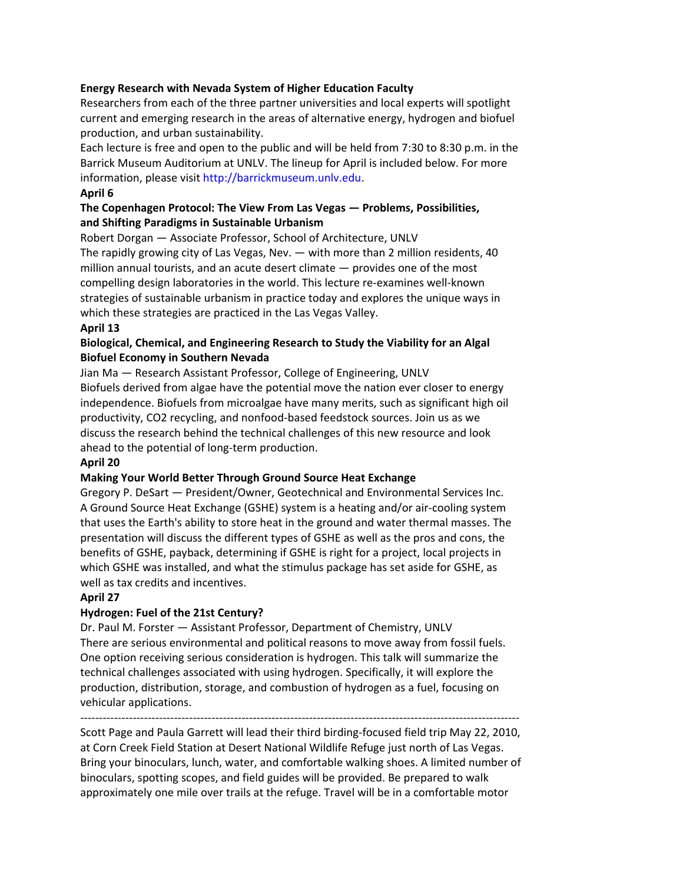**Energy Research with Nevada System of Higher Education Faculty**

Researchers from each of the three partner universities and local experts will spotlight current and emerging research in the areas of alternative energy, hydrogen and biofuel production, and urban sustainability.

Each lecture is free and open to the public and will be held from 7:30 to 8:30 p.m. in the Barrick Museum Auditorium at UNLV. The lineup for April is included below. For more information, please visit http://barrickmuseum.unlv.edu.

**April 6**

**The Copenhagen Protocol: The View From Las Vegas — Problems, Possibilities, and Shifting Paradigms in Sustainable Urbanism**

Robert Dorgan — Associate Professor, School of Architecture, UNLV

The rapidly growing city of Las Vegas, Nev. — with more than 2 million residents, 40 million annual tourists, and an acute desert climate — provides one of the most compelling design laboratories in the world. This lecture re-examines well-known strategies of sustainable urbanism in practice today and explores the unique ways in which these strategies are practiced in the Las Vegas Valley.

**April 13**

**Biological, Chemical, and Engineering Research to Study the Viability for an Algal Biofuel Economy in Southern Nevada**

Jian Ma — Research Assistant Professor, College of Engineering, UNLV

Biofuels derived from algae have the potential move the nation ever closer to energy independence. Biofuels from microalgae have many merits, such as significant high oil productivity, CO2 recycling, and nonfood-based feedstock sources. Join us as we discuss the research behind the technical challenges of this new resource and look ahead to the potential of long-term production.

**April 20**

**Making Your World Better Through Ground Source Heat Exchange**

Gregory P. DeSart — President/Owner, Geotechnical and Environmental Services Inc.

A Ground Source Heat Exchange (GSHE) system is a heating and/or air-cooling system that uses the Earth's ability to store heat in the ground and water thermal masses. The presentation will discuss the different types of GSHE as well as the pros and cons, the benefits of GSHE, payback, determining if GSHE is right for a project, local projects in which GSHE was installed, and what the stimulus package has set aside for GSHE, as well as tax credits and incentives.

**April 27**

**Hydrogen: Fuel of the 21st Century?**

Dr. Paul M. Forster — Assistant Professor, Department of Chemistry, UNLV

There are serious environmental and political reasons to move away from fossil fuels. One option receiving serious consideration is hydrogen. This talk will summarize the technical challenges associated with using hydrogen. Specifically, it will explore the production, distribution, storage, and combustion of hydrogen as a fuel, focusing on vehicular applications.

---

Scott Page and Paula Garrett will lead their third birding-focused field trip May 22, 2010, at Corn Creek Field Station at Desert National Wildlife Refuge just north of Las Vegas. Bring your binoculars, lunch, water, and comfortable walking shoes. A limited number of binoculars, spotting scopes, and field guides will be provided. Be prepared to walk approximately one mile over trails at the refuge. Travel will be in a comfortable motor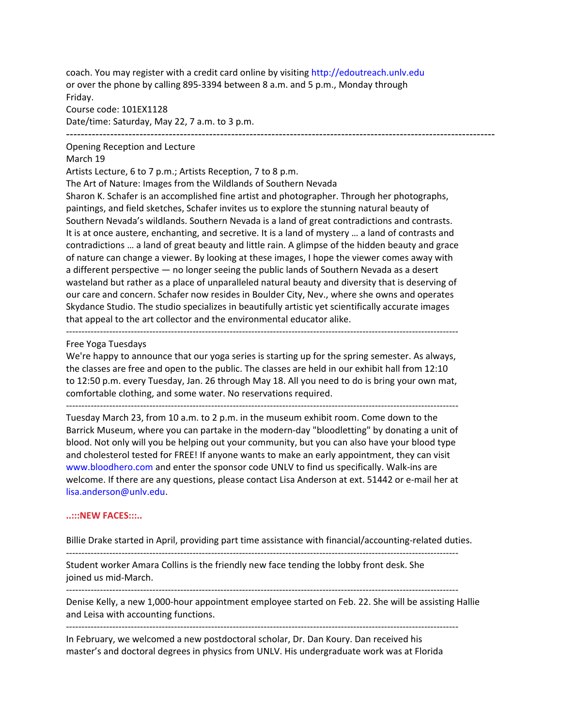coach. You may register with a credit card online by visiting http://edoutreach.unlv.edu or over the phone by calling 895-3394 between 8 a.m. and 5 p.m., Monday through Friday.
Course code: 101EX1128
Date/time: Saturday, May 22, 7 a.m. to 3 p.m.

---

Opening Reception and Lecture
March 19
Artists Lecture, 6 to 7 p.m.; Artists Reception, 7 to 8 p.m.
The Art of Nature: Images from the Wildlands of Southern Nevada
Sharon K. Schafer is an accomplished fine artist and photographer. Through her photographs, paintings, and field sketches, Schafer invites us to explore the stunning natural beauty of Southern Nevada's wildlands. Southern Nevada is a land of great contradictions and contrasts. It is at once austere, enchanting, and secretive. It is a land of mystery … a land of contrasts and contradictions … a land of great beauty and little rain. A glimpse of the hidden beauty and grace of nature can change a viewer. By looking at these images, I hope the viewer comes away with a different perspective — no longer seeing the public lands of Southern Nevada as a desert wasteland but rather as a place of unparalleled natural beauty and diversity that is deserving of our care and concern. Schafer now resides in Boulder City, Nev., where she owns and operates Skydance Studio. The studio specializes in beautifully artistic yet scientifically accurate images that appeal to the art collector and the environmental educator alike.

---

Free Yoga Tuesdays
We're happy to announce that our yoga series is starting up for the spring semester. As always, the classes are free and open to the public. The classes are held in our exhibit hall from 12:10 to 12:50 p.m. every Tuesday, Jan. 26 through May 18. All you need to do is bring your own mat, comfortable clothing, and some water. No reservations required.

---

Tuesday March 23, from 10 a.m. to 2 p.m. in the museum exhibit room. Come down to the Barrick Museum, where you can partake in the modern-day "bloodletting" by donating a unit of blood. Not only will you be helping out your community, but you can also have your blood type and cholesterol tested for FREE! If anyone wants to make an early appointment, they can visit www.bloodhero.com and enter the sponsor code UNLV to find us specifically. Walk-ins are welcome. If there are any questions, please contact Lisa Anderson at ext. 51442 or e-mail her at lisa.anderson@unlv.edu.

**..:::NEW FACES:::..**

Billie Drake started in April, providing part time assistance with financial/accounting-related duties.

---

Student worker Amara Collins is the friendly new face tending the lobby front desk. She joined us mid-March.

---

Denise Kelly, a new 1,000-hour appointment employee started on Feb. 22. She will be assisting Hallie and Leisa with accounting functions.

---

In February, we welcomed a new postdoctoral scholar, Dr. Dan Koury. Dan received his master's and doctoral degrees in physics from UNLV. His undergraduate work was at Florida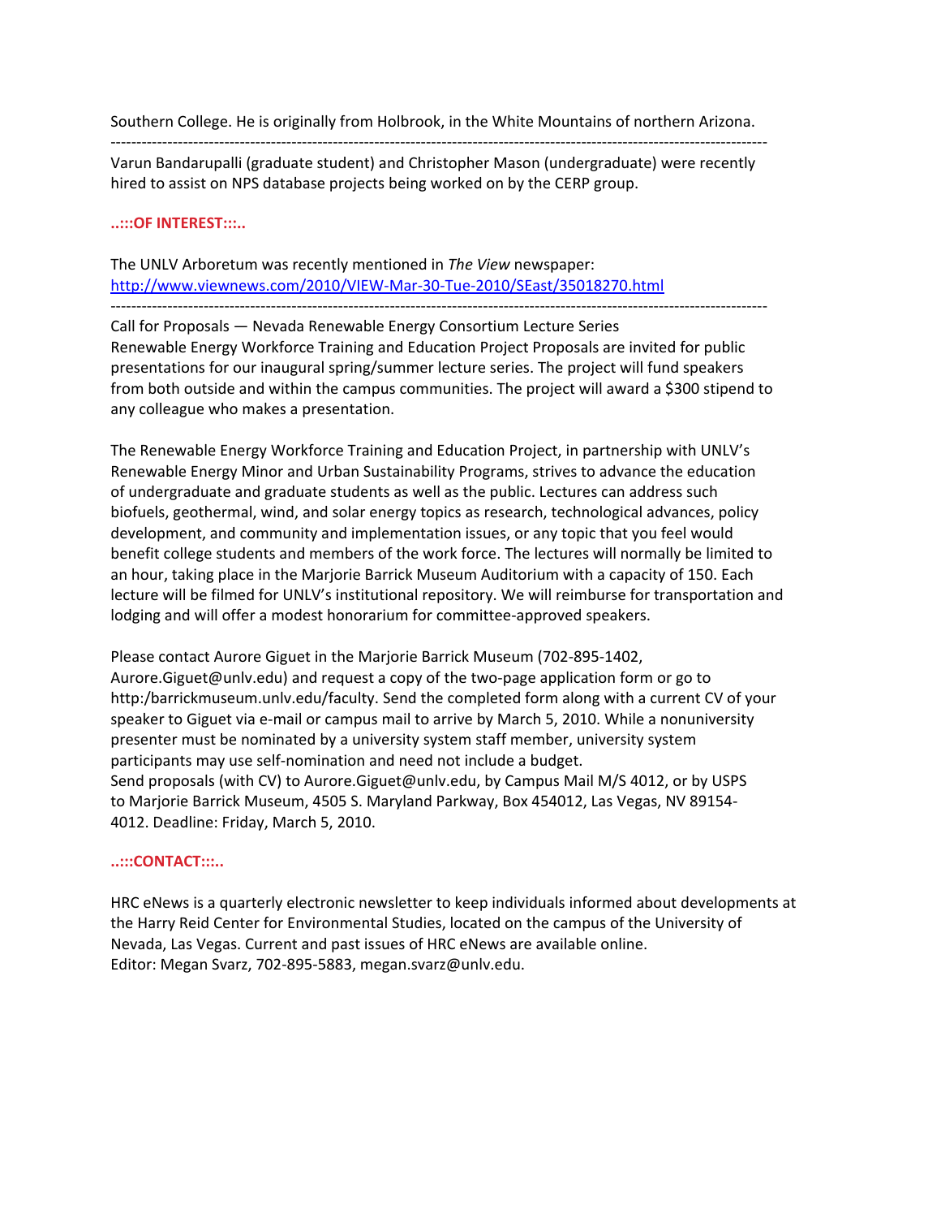Southern College. He is originally from Holbrook, in the White Mountains of northern Arizona.

---

Varun Bandarupalli (graduate student) and Christopher Mason (undergraduate) were recently hired to assist on NPS database projects being worked on by the CERP group.

**..:::OF INTEREST:::..**

The UNLV Arboretum was recently mentioned in *The View* newspaper: http://www.viewnews.com/2010/VIEW-Mar-30-Tue-2010/SEast/35018270.html

---

Call for Proposals — Nevada Renewable Energy Consortium Lecture Series
Renewable Energy Workforce Training and Education Project Proposals are invited for public presentations for our inaugural spring/summer lecture series. The project will fund speakers from both outside and within the campus communities. The project will award a $300 stipend to any colleague who makes a presentation.

The Renewable Energy Workforce Training and Education Project, in partnership with UNLV's Renewable Energy Minor and Urban Sustainability Programs, strives to advance the education of undergraduate and graduate students as well as the public. Lectures can address such biofuels, geothermal, wind, and solar energy topics as research, technological advances, policy development, and community and implementation issues, or any topic that you feel would benefit college students and members of the work force. The lectures will normally be limited to an hour, taking place in the Marjorie Barrick Museum Auditorium with a capacity of 150. Each lecture will be filmed for UNLV's institutional repository. We will reimburse for transportation and lodging and will offer a modest honorarium for committee-approved speakers.

Please contact Aurore Giguet in the Marjorie Barrick Museum (702-895-1402, Aurore.Giguet@unlv.edu) and request a copy of the two-page application form or go to http:/barrickmuseum.unlv.edu/faculty. Send the completed form along with a current CV of your speaker to Giguet via e-mail or campus mail to arrive by March 5, 2010. While a nonuniversity presenter must be nominated by a university system staff member, university system participants may use self-nomination and need not include a budget.
Send proposals (with CV) to Aurore.Giguet@unlv.edu, by Campus Mail M/S 4012, or by USPS to Marjorie Barrick Museum, 4505 S. Maryland Parkway, Box 454012, Las Vegas, NV 89154-4012. Deadline: Friday, March 5, 2010.

**..:::CONTACT:::..**

HRC eNews is a quarterly electronic newsletter to keep individuals informed about developments at the Harry Reid Center for Environmental Studies, located on the campus of the University of Nevada, Las Vegas. Current and past issues of HRC eNews are available online.
Editor: Megan Svarz, 702-895-5883, megan.svarz@unlv.edu.